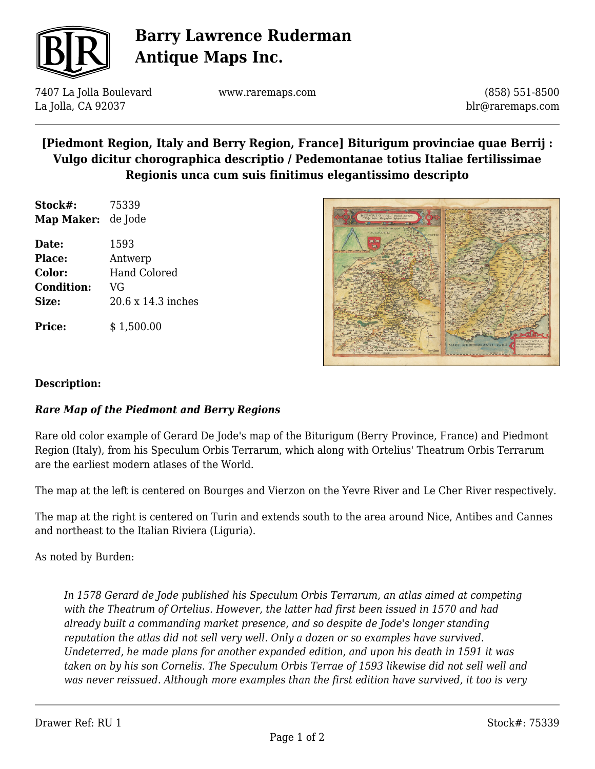# [Piedmont Region, Italy and Berry Region, France] Biturigum provinciae quae Berrij : Vulgo dicitur chorographica descriptio / Pedemontanae totius Italiae fertilissimae Regionis unca cum suis finitimus elegantissimo descripto

| | |
|---|---|
| **Stock#:** | 75339 |
| **Map Maker:** | de Jode |
| **Date:** | 1593 |
| **Place:** | Antwerp |
| **Color:** | Hand Colored |
| **Condition:** | VG |
| **Size:** | 20.6 x 14.3 inches |
| **Price:** | $ 1,500.00 |

**Description:**

***Rare Map of the Piedmont and Berry Regions***

Rare old color example of Gerard De Jode's map of the Biturigum (Berry Province, France) and Piedmont Region (Italy), from his Speculum Orbis Terrarum, which along with Ortelius' Theatrum Orbis Terrarum are the earliest modern atlases of the World.

The map at the left is centered on Bourges and Vierzon on the Yevre River and Le Cher River respectively.

The map at the right is centered on Turin and extends south to the area around Nice, Antibes and Cannes and northeast to the Italian Riviera (Liguria).

As noted by Burden:

> *In 1578 Gerard de Jode published his Speculum Orbis Terrarum, an atlas aimed at competing with the Theatrum of Ortelius. However, the latter had first been issued in 1570 and had already built a commanding market presence, and so despite de Jode's longer standing reputation the atlas did not sell very well. Only a dozen or so examples have survived. Undeterred, he made plans for another expanded edition, and upon his death in 1591 it was taken on by his son Cornelis. The Speculum Orbis Terrae of 1593 likewise did not sell well and was never reissued. Although more examples than the first edition have survived, it too is very*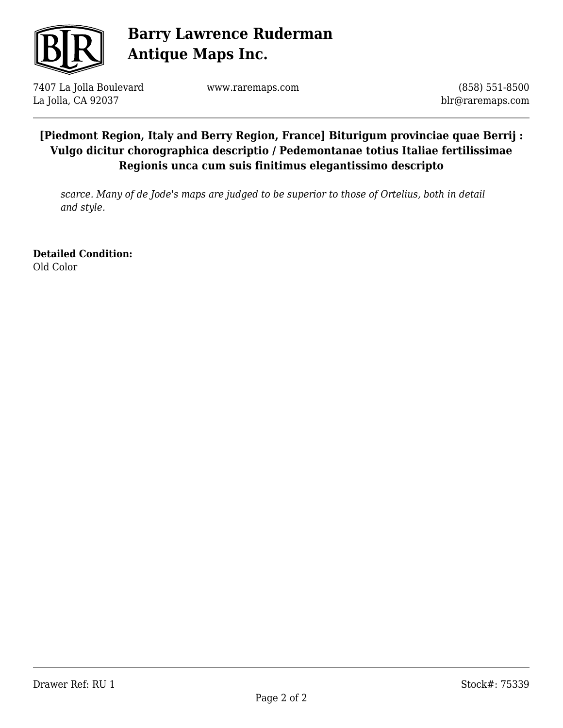**[Piedmont Region, Italy and Berry Region, France] Biturigum provinciae quae Berrij : Vulgo dicitur chorographica descriptio / Pedemontanae totius Italiae fertilissimae Regionis unca cum suis finitimus elegantissimo descripto**

*scarce. Many of de Jode's maps are judged to be superior to those of Ortelius, both in detail and style.*

**Detailed Condition:**
Old Color

Drawer Ref: RU 1

Stock#: 75339